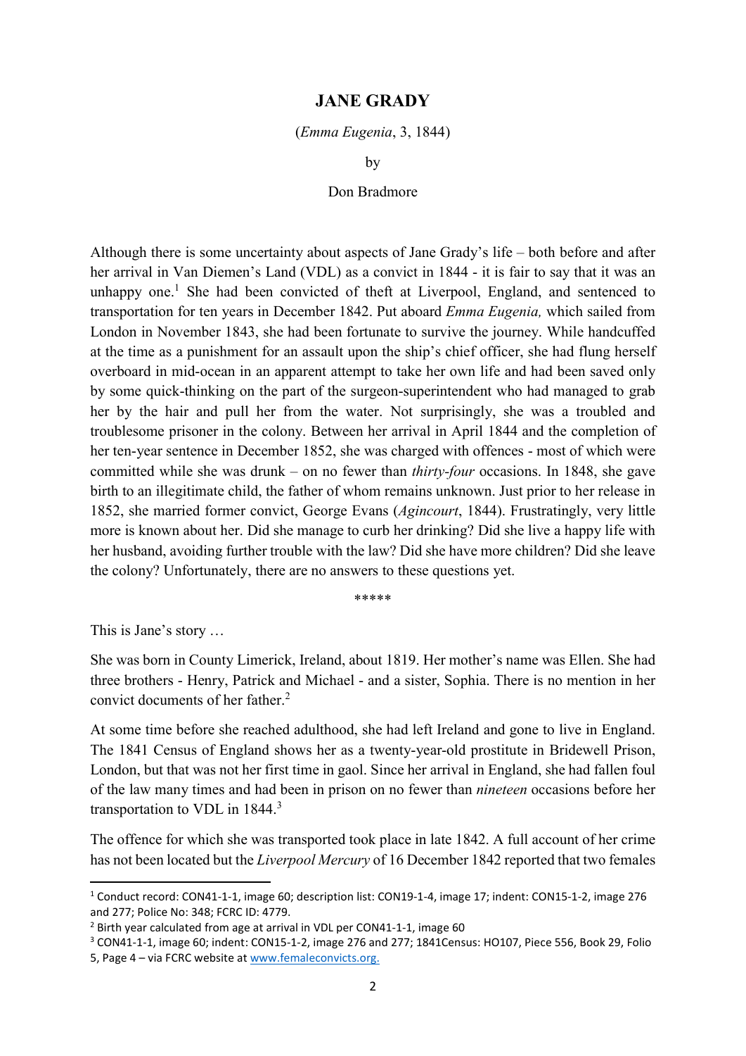# JANE GRADY

(*Emma Eugenia*, 3, 1844)

by

Don Bradmore

Although there is some uncertainty about aspects of Jane Grady's life – both before and after her arrival in Van Diemen's Land (VDL) as a convict in 1844 - it is fair to say that it was an unhappy one.[1] She had been convicted of theft at Liverpool, England, and sentenced to transportation for ten years in December 1842. Put aboard *Emma Eugenia,* which sailed from London in November 1843, she had been fortunate to survive the journey. While handcuffed at the time as a punishment for an assault upon the ship's chief officer, she had flung herself overboard in mid-ocean in an apparent attempt to take her own life and had been saved only by some quick-thinking on the part of the surgeon-superintendent who had managed to grab her by the hair and pull her from the water. Not surprisingly, she was a troubled and troublesome prisoner in the colony. Between her arrival in April 1844 and the completion of her ten-year sentence in December 1852, she was charged with offences - most of which were committed while she was drunk – on no fewer than *thirty-four* occasions. In 1848, she gave birth to an illegitimate child, the father of whom remains unknown. Just prior to her release in 1852, she married former convict, George Evans (*Agincourt*, 1844). Frustratingly, very little more is known about her. Did she manage to curb her drinking? Did she live a happy life with her husband, avoiding further trouble with the law? Did she have more children? Did she leave the colony? Unfortunately, there are no answers to these questions yet.

\*\*\*\*\*

This is Jane's story …

She was born in County Limerick, Ireland, about 1819. Her mother's name was Ellen. She had three brothers - Henry, Patrick and Michael - and a sister, Sophia. There is no mention in her convict documents of her father.[2]

At some time before she reached adulthood, she had left Ireland and gone to live in England. The 1841 Census of England shows her as a twenty-year-old prostitute in Bridewell Prison, London, but that was not her first time in gaol. Since her arrival in England, she had fallen foul of the law many times and had been in prison on no fewer than *nineteen* occasions before her transportation to VDL in 1844.[3]

The offence for which she was transported took place in late 1842. A full account of her crime has not been located but the *Liverpool Mercury* of 16 December 1842 reported that two females

---

[1] Conduct record: CON41-1-1, image 60; description list: CON19-1-4, image 17; indent: CON15-1-2, image 276 and 277; Police No: 348; FCRC ID: 4779.

[2] Birth year calculated from age at arrival in VDL per CON41-1-1, image 60

[3] CON41-1-1, image 60; indent: CON15-1-2, image 276 and 277; 1841Census: HO107, Piece 556, Book 29, Folio 5, Page 4 – via FCRC website at www.femaleconvicts.org.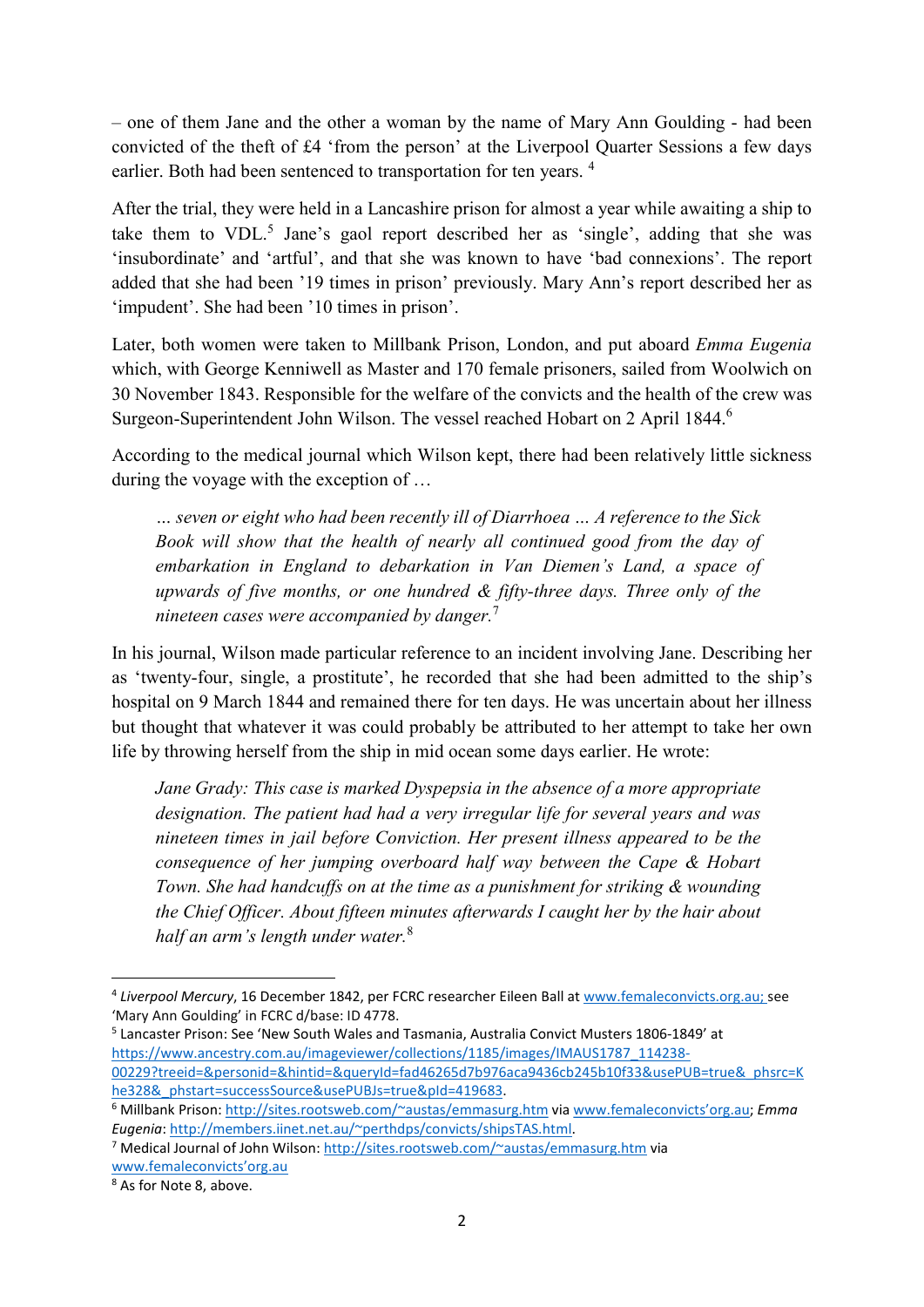– one of them Jane and the other a woman by the name of Mary Ann Goulding - had been convicted of the theft of £4 'from the person' at the Liverpool Quarter Sessions a few days earlier. Both had been sentenced to transportation for ten years. [4]

After the trial, they were held in a Lancashire prison for almost a year while awaiting a ship to take them to VDL.[5] Jane's gaol report described her as 'single', adding that she was 'insubordinate' and 'artful', and that she was known to have 'bad connexions'. The report added that she had been '19 times in prison' previously. Mary Ann's report described her as 'impudent'. She had been '10 times in prison'.

Later, both women were taken to Millbank Prison, London, and put aboard *Emma Eugenia* which, with George Kenniwell as Master and 170 female prisoners, sailed from Woolwich on 30 November 1843. Responsible for the welfare of the convicts and the health of the crew was Surgeon-Superintendent John Wilson. The vessel reached Hobart on 2 April 1844.[6]

According to the medical journal which Wilson kept, there had been relatively little sickness during the voyage with the exception of …

> *… seven or eight who had been recently ill of Diarrhoea … A reference to the Sick Book will show that the health of nearly all continued good from the day of embarkation in England to debarkation in Van Diemen's Land, a space of upwards of five months, or one hundred & fifty-three days. Three only of the nineteen cases were accompanied by danger.*[7]

In his journal, Wilson made particular reference to an incident involving Jane. Describing her as 'twenty-four, single, a prostitute', he recorded that she had been admitted to the ship's hospital on 9 March 1844 and remained there for ten days. He was uncertain about her illness but thought that whatever it was could probably be attributed to her attempt to take her own life by throwing herself from the ship in mid ocean some days earlier. He wrote:

> *Jane Grady: This case is marked Dyspepsia in the absence of a more appropriate designation. The patient had had a very irregular life for several years and was nineteen times in jail before Conviction. Her present illness appeared to be the consequence of her jumping overboard half way between the Cape & Hobart Town. She had handcuffs on at the time as a punishment for striking & wounding the Chief Officer. About fifteen minutes afterwards I caught her by the hair about half an arm's length under water.*[8]

---

[4] *Liverpool Mercury*, 16 December 1842, per FCRC researcher Eileen Ball at www.femaleconvicts.org.au; see 'Mary Ann Goulding' in FCRC d/base: ID 4778.

[5] Lancaster Prison: See 'New South Wales and Tasmania, Australia Convict Musters 1806-1849' at https://www.ancestry.com.au/imageviewer/collections/1185/images/IMAUS1787_114238-00229?treeid=&personid=&hintid=&queryId=fad46265d7b976aca9436cb245b10f33&usePUB=true&_phsrc=Khe328&_phstart=successSource&usePUBJs=true&pId=419683.

[6] Millbank Prison: http://sites.rootsweb.com/~austas/emmasurg.htm via www.femaleconvicts'org.au; *Emma Eugenia*: http://members.iinet.net.au/~perthdps/convicts/shipsTAS.html.

[7] Medical Journal of John Wilson: http://sites.rootsweb.com/~austas/emmasurg.htm via www.femaleconvicts'org.au

[8] As for Note 8, above.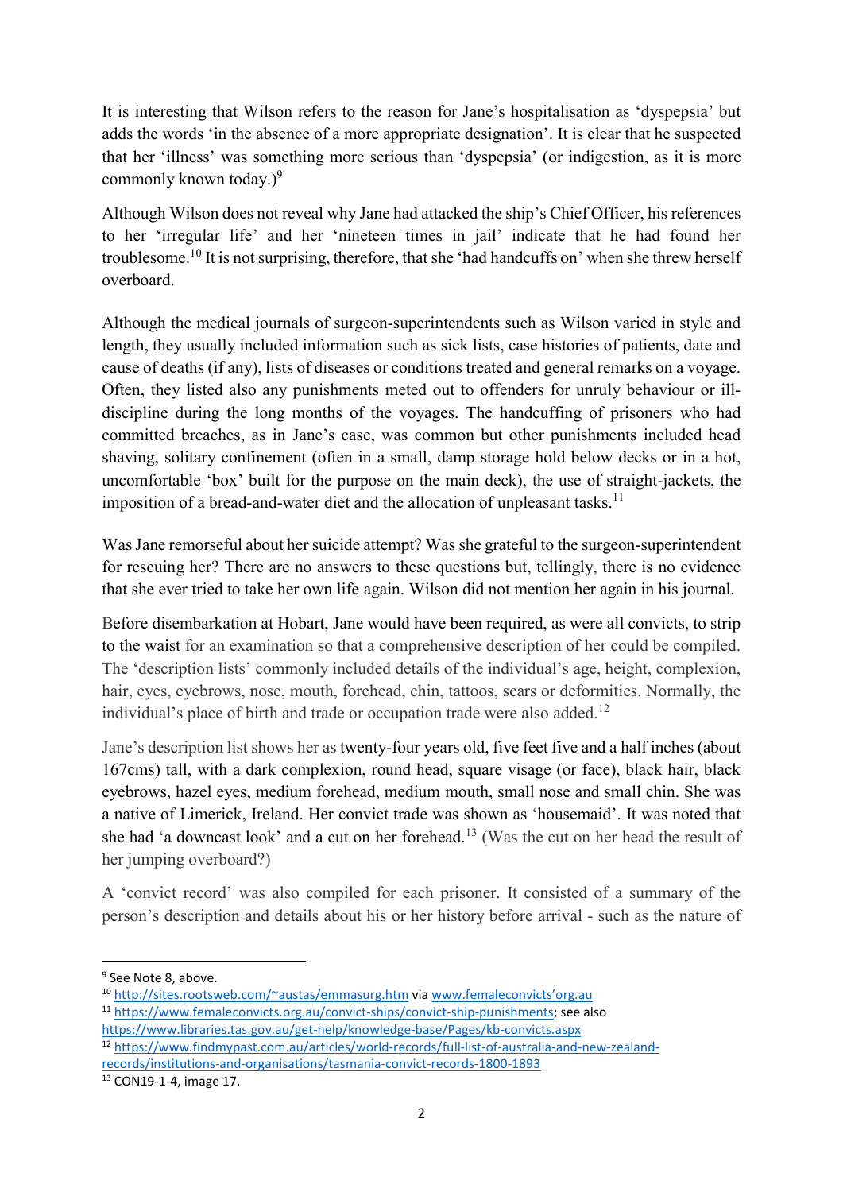It is interesting that Wilson refers to the reason for Jane's hospitalisation as 'dyspepsia' but adds the words 'in the absence of a more appropriate designation'. It is clear that he suspected that her 'illness' was something more serious than 'dyspepsia' (or indigestion, as it is more commonly known today.)[9]

Although Wilson does not reveal why Jane had attacked the ship's Chief Officer, his references to her 'irregular life' and her 'nineteen times in jail' indicate that he had found her troublesome.[10] It is not surprising, therefore, that she 'had handcuffs on' when she threw herself overboard.

Although the medical journals of surgeon-superintendents such as Wilson varied in style and length, they usually included information such as sick lists, case histories of patients, date and cause of deaths (if any), lists of diseases or conditions treated and general remarks on a voyage. Often, they listed also any punishments meted out to offenders for unruly behaviour or ill-discipline during the long months of the voyages. The handcuffing of prisoners who had committed breaches, as in Jane's case, was common but other punishments included head shaving, solitary confinement (often in a small, damp storage hold below decks or in a hot, uncomfortable 'box' built for the purpose on the main deck), the use of straight-jackets, the imposition of a bread-and-water diet and the allocation of unpleasant tasks.[11]

Was Jane remorseful about her suicide attempt? Was she grateful to the surgeon-superintendent for rescuing her? There are no answers to these questions but, tellingly, there is no evidence that she ever tried to take her own life again. Wilson did not mention her again in his journal.

Before disembarkation at Hobart, Jane would have been required, as were all convicts, to strip to the waist for an examination so that a comprehensive description of her could be compiled. The 'description lists' commonly included details of the individual's age, height, complexion, hair, eyes, eyebrows, nose, mouth, forehead, chin, tattoos, scars or deformities. Normally, the individual's place of birth and trade or occupation trade were also added.[12]

Jane's description list shows her as twenty-four years old, five feet five and a half inches (about 167cms) tall, with a dark complexion, round head, square visage (or face), black hair, black eyebrows, hazel eyes, medium forehead, medium mouth, small nose and small chin. She was a native of Limerick, Ireland. Her convict trade was shown as 'housemaid'. It was noted that she had 'a downcast look' and a cut on her forehead.[13] (Was the cut on her head the result of her jumping overboard?)

A 'convict record' was also compiled for each prisoner. It consisted of a summary of the person's description and details about his or her history before arrival - such as the nature of

---

[9] See Note 8, above.

[10] http://sites.rootsweb.com/~austas/emmasurg.htm via www.femaleconvicts'org.au

[11] https://www.femaleconvicts.org.au/convict-ships/convict-ship-punishments; see also https://www.libraries.tas.gov.au/get-help/knowledge-base/Pages/kb-convicts.aspx

[12] https://www.findmypast.com.au/articles/world-records/full-list-of-australia-and-new-zealand-records/institutions-and-organisations/tasmania-convict-records-1800-1893

[13] CON19-1-4, image 17.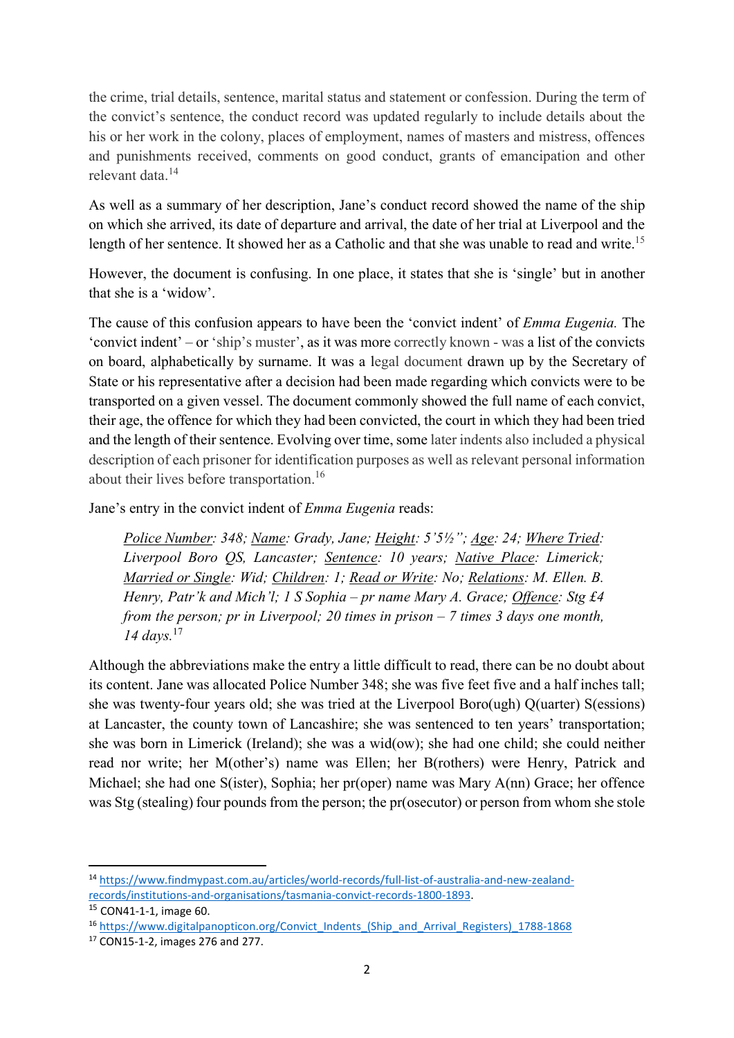the crime, trial details, sentence, marital status and statement or confession. During the term of the convict's sentence, the conduct record was updated regularly to include details about the his or her work in the colony, places of employment, names of masters and mistress, offences and punishments received, comments on good conduct, grants of emancipation and other relevant data.[14]

As well as a summary of her description, Jane's conduct record showed the name of the ship on which she arrived, its date of departure and arrival, the date of her trial at Liverpool and the length of her sentence. It showed her as a Catholic and that she was unable to read and write.[15]

However, the document is confusing. In one place, it states that she is 'single' but in another that she is a 'widow'.

The cause of this confusion appears to have been the 'convict indent' of *Emma Eugenia.* The 'convict indent' – or 'ship's muster', as it was more correctly known - was a list of the convicts on board, alphabetically by surname. It was a legal document drawn up by the Secretary of State or his representative after a decision had been made regarding which convicts were to be transported on a given vessel. The document commonly showed the full name of each convict, their age, the offence for which they had been convicted, the court in which they had been tried and the length of their sentence. Evolving over time, some later indents also included a physical description of each prisoner for identification purposes as well as relevant personal information about their lives before transportation.[16]

Jane's entry in the convict indent of *Emma Eugenia* reads:

> *<u>Police Number</u>: 348; <u>Name</u>: Grady, Jane; <u>Height</u>: 5'5½"; <u>Age</u>: 24; <u>Where Tried</u>: Liverpool Boro QS, Lancaster; <u>Sentence</u>: 10 years; <u>Native Place</u>: Limerick; <u>Married or Single</u>: Wid; <u>Children</u>: 1; <u>Read or Write</u>: No; <u>Relations</u>: M. Ellen. B. Henry, Patr'k and Mich'l; 1 S Sophia – pr name Mary A. Grace; <u>Offence</u>: Stg £4 from the person; pr in Liverpool; 20 times in prison – 7 times 3 days one month, 14 days.*[17]

Although the abbreviations make the entry a little difficult to read, there can be no doubt about its content. Jane was allocated Police Number 348; she was five feet five and a half inches tall; she was twenty-four years old; she was tried at the Liverpool Boro(ugh) Q(uarter) S(essions) at Lancaster, the county town of Lancashire; she was sentenced to ten years' transportation; she was born in Limerick (Ireland); she was a wid(ow); she had one child; she could neither read nor write; her M(other's) name was Ellen; her B(rothers) were Henry, Patrick and Michael; she had one S(ister), Sophia; her pr(oper) name was Mary A(nn) Grace; her offence was Stg (stealing) four pounds from the person; the pr(osecutor) or person from whom she stole

---

[14] https://www.findmypast.com.au/articles/world-records/full-list-of-australia-and-new-zealand-records/institutions-and-organisations/tasmania-convict-records-1800-1893.

[15] CON41-1-1, image 60.

[16] https://www.digitalpanopticon.org/Convict_Indents_(Ship_and_Arrival_Registers)_1788-1868

[17] CON15-1-2, images 276 and 277.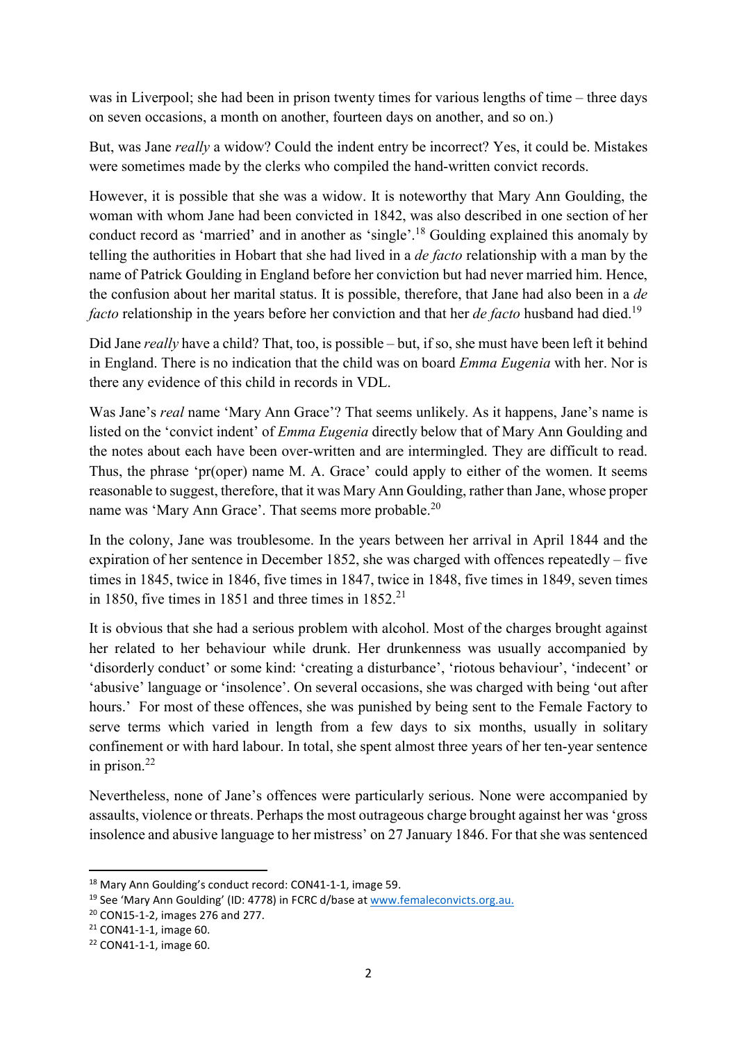was in Liverpool; she had been in prison twenty times for various lengths of time – three days on seven occasions, a month on another, fourteen days on another, and so on.)

But, was Jane *really* a widow? Could the indent entry be incorrect? Yes, it could be. Mistakes were sometimes made by the clerks who compiled the hand-written convict records.

However, it is possible that she was a widow. It is noteworthy that Mary Ann Goulding, the woman with whom Jane had been convicted in 1842, was also described in one section of her conduct record as 'married' and in another as 'single'.[18] Goulding explained this anomaly by telling the authorities in Hobart that she had lived in a *de facto* relationship with a man by the name of Patrick Goulding in England before her conviction but had never married him. Hence, the confusion about her marital status. It is possible, therefore, that Jane had also been in a *de facto* relationship in the years before her conviction and that her *de facto* husband had died.[19]

Did Jane *really* have a child? That, too, is possible – but, if so, she must have been left it behind in England. There is no indication that the child was on board *Emma Eugenia* with her. Nor is there any evidence of this child in records in VDL.

Was Jane's *real* name 'Mary Ann Grace'? That seems unlikely. As it happens, Jane's name is listed on the 'convict indent' of *Emma Eugenia* directly below that of Mary Ann Goulding and the notes about each have been over-written and are intermingled. They are difficult to read. Thus, the phrase 'pr(oper) name M. A. Grace' could apply to either of the women. It seems reasonable to suggest, therefore, that it was Mary Ann Goulding, rather than Jane, whose proper name was 'Mary Ann Grace'. That seems more probable.[20]

In the colony, Jane was troublesome. In the years between her arrival in April 1844 and the expiration of her sentence in December 1852, she was charged with offences repeatedly – five times in 1845, twice in 1846, five times in 1847, twice in 1848, five times in 1849, seven times in 1850, five times in 1851 and three times in 1852.[21]

It is obvious that she had a serious problem with alcohol. Most of the charges brought against her related to her behaviour while drunk. Her drunkenness was usually accompanied by 'disorderly conduct' or some kind: 'creating a disturbance', 'riotous behaviour', 'indecent' or 'abusive' language or 'insolence'. On several occasions, she was charged with being 'out after hours.' For most of these offences, she was punished by being sent to the Female Factory to serve terms which varied in length from a few days to six months, usually in solitary confinement or with hard labour. In total, she spent almost three years of her ten-year sentence in prison.[22]

Nevertheless, none of Jane's offences were particularly serious. None were accompanied by assaults, violence or threats. Perhaps the most outrageous charge brought against her was 'gross insolence and abusive language to her mistress' on 27 January 1846. For that she was sentenced

---

[18] Mary Ann Goulding's conduct record: CON41-1-1, image 59.

[19] See 'Mary Ann Goulding' (ID: 4778) in FCRC d/base at www.femaleconvicts.org.au.

[20] CON15-1-2, images 276 and 277.

[21] CON41-1-1, image 60.

[22] CON41-1-1, image 60.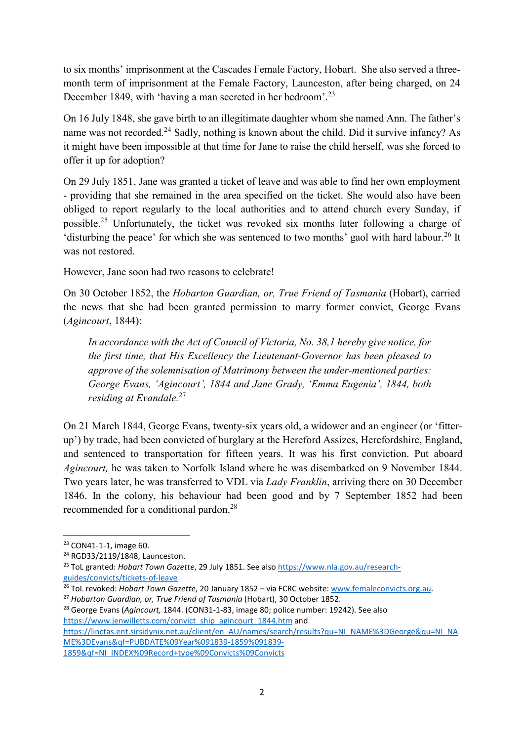to six months' imprisonment at the Cascades Female Factory, Hobart. She also served a three-month term of imprisonment at the Female Factory, Launceston, after being charged, on 24 December 1849, with 'having a man secreted in her bedroom'.[23]

On 16 July 1848, she gave birth to an illegitimate daughter whom she named Ann. The father's name was not recorded.[24] Sadly, nothing is known about the child. Did it survive infancy? As it might have been impossible at that time for Jane to raise the child herself, was she forced to offer it up for adoption?

On 29 July 1851, Jane was granted a ticket of leave and was able to find her own employment - providing that she remained in the area specified on the ticket. She would also have been obliged to report regularly to the local authorities and to attend church every Sunday, if possible.[25] Unfortunately, the ticket was revoked six months later following a charge of 'disturbing the peace' for which she was sentenced to two months' gaol with hard labour.[26] It was not restored.

However, Jane soon had two reasons to celebrate!

On 30 October 1852, the *Hobarton Guardian, or, True Friend of Tasmania* (Hobart), carried the news that she had been granted permission to marry former convict, George Evans (*Agincourt*, 1844):

> *In accordance with the Act of Council of Victoria, No. 38,1 hereby give notice, for the first time, that His Excellency the Lieutenant-Governor has been pleased to approve of the solemnisation of Matrimony between the under-mentioned parties: George Evans, 'Agincourt', 1844 and Jane Grady, 'Emma Eugenia', 1844, both residing at Evandale.*[27]

On 21 March 1844, George Evans, twenty-six years old, a widower and an engineer (or 'fitter-up') by trade, had been convicted of burglary at the Hereford Assizes, Herefordshire, England, and sentenced to transportation for fifteen years. It was his first conviction. Put aboard *Agincourt,* he was taken to Norfolk Island where he was disembarked on 9 November 1844. Two years later, he was transferred to VDL via *Lady Franklin*, arriving there on 30 December 1846. In the colony, his behaviour had been good and by 7 September 1852 had been recommended for a conditional pardon.[28]

---

[23] CON41-1-1, image 60.

[24] RGD33/2119/1848, Launceston.

[25] ToL granted: *Hobart Town Gazette*, 29 July 1851. See also https://www.nla.gov.au/research-guides/convicts/tickets-of-leave

[26] ToL revoked: *Hobart Town Gazette*, 20 January 1852 – via FCRC website: www.femaleconvicts.org.au.

[27] *Hobarton Guardian, or, True Friend of Tasmania* (Hobart), 30 October 1852.

[28] George Evans (*Agincourt,* 1844. (CON31-1-83, image 80; police number: 19242). See also https://www.jenwilletts.com/convict_ship_agincourt_1844.htm and https://linctas.ent.sirsidynix.net.au/client/en_AU/names/search/results?qu=NI_NAME%3DGeorge&qu=NI_NAME%3DEvans&qf=PUBDATE%09Year%091839-1859%091839-1859&qf=NI_INDEX%09Record+type%09Convicts%09Convicts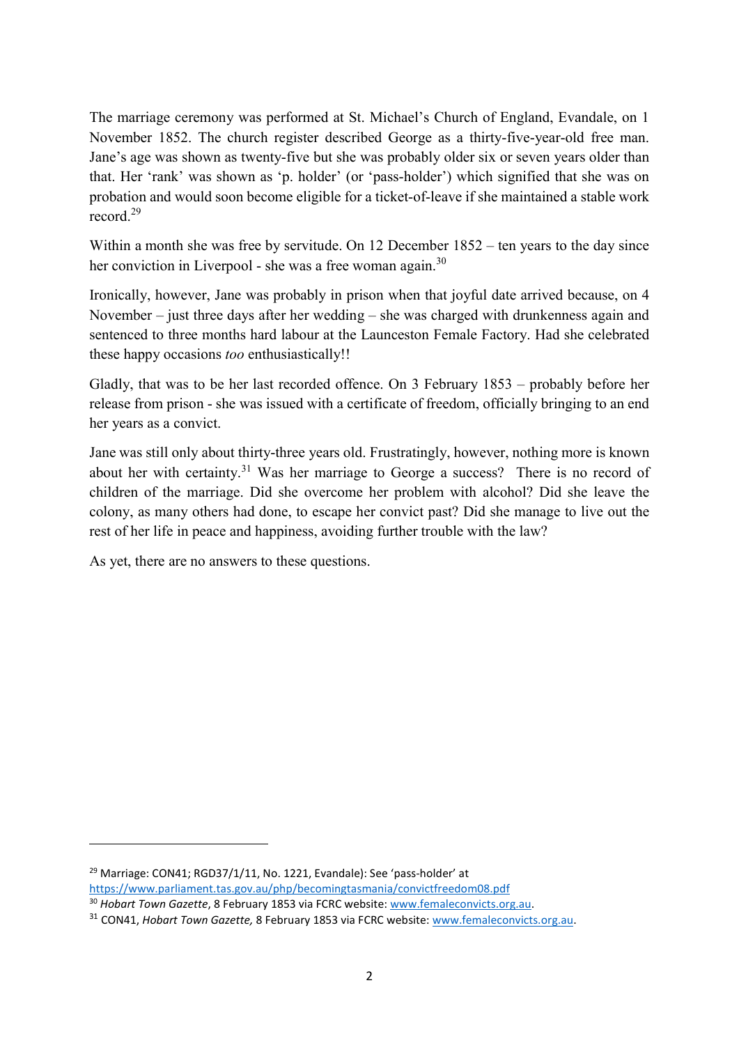The marriage ceremony was performed at St. Michael's Church of England, Evandale, on 1 November 1852. The church register described George as a thirty-five-year-old free man. Jane's age was shown as twenty-five but she was probably older six or seven years older than that. Her 'rank' was shown as 'p. holder' (or 'pass-holder') which signified that she was on probation and would soon become eligible for a ticket-of-leave if she maintained a stable work record.[29]

Within a month she was free by servitude. On 12 December 1852 – ten years to the day since her conviction in Liverpool - she was a free woman again.[30]

Ironically, however, Jane was probably in prison when that joyful date arrived because, on 4 November – just three days after her wedding – she was charged with drunkenness again and sentenced to three months hard labour at the Launceston Female Factory. Had she celebrated these happy occasions *too* enthusiastically!!

Gladly, that was to be her last recorded offence. On 3 February 1853 – probably before her release from prison - she was issued with a certificate of freedom, officially bringing to an end her years as a convict.

Jane was still only about thirty-three years old. Frustratingly, however, nothing more is known about her with certainty.[31] Was her marriage to George a success? There is no record of children of the marriage. Did she overcome her problem with alcohol? Did she leave the colony, as many others had done, to escape her convict past? Did she manage to live out the rest of her life in peace and happiness, avoiding further trouble with the law?

As yet, there are no answers to these questions.

---

[29] Marriage: CON41; RGD37/1/11, No. 1221, Evandale): See 'pass-holder' at https://www.parliament.tas.gov.au/php/becomingtasmania/convictfreedom08.pdf

[30] *Hobart Town Gazette*, 8 February 1853 via FCRC website: www.femaleconvicts.org.au.

[31] CON41, *Hobart Town Gazette,* 8 February 1853 via FCRC website: www.femaleconvicts.org.au.